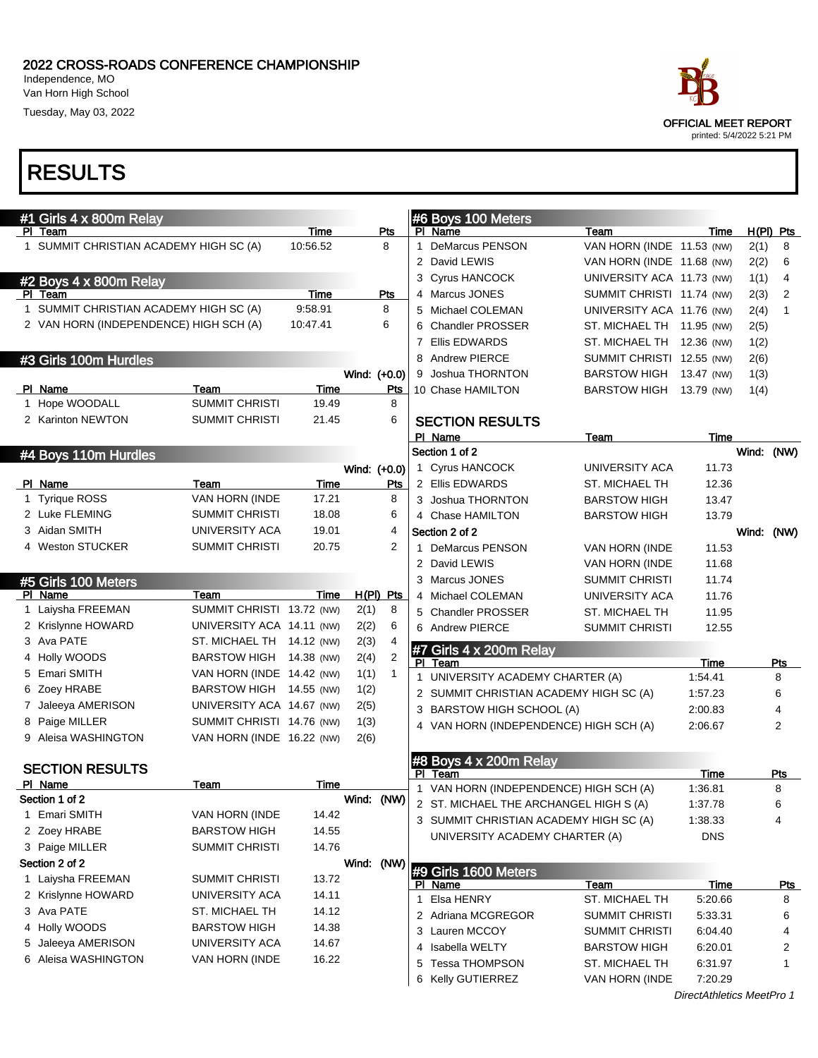# 2022 CROSS-ROADS CONFERENCE CHAMPIONSHIP

Independence, MO
Van Horn High School
Tuesday, May 03, 2022

OFFICIAL MEET REPORT
printed: 5/4/2022 5:21 PM

# RESULTS

## #1 Girls 4 x 800m Relay

| Pl | Team | Time | Pts |
|---|---|---|---|
| 1 | SUMMIT CHRISTIAN ACADEMY HIGH SC (A) | 10:56.52 | 8 |

## #2 Boys 4 x 800m Relay

| Pl | Team | Time | Pts |
|---|---|---|---|
| 1 | SUMMIT CHRISTIAN ACADEMY HIGH SC (A) | 9:58.91 | 8 |
| 2 | VAN HORN (INDEPENDENCE) HIGH SCH (A) | 10:47.41 | 6 |

## #3 Girls 100m Hurdles

Wind: (+0.0)

| Pl | Name | Team | Time | Pts |
|---|---|---|---|---|
| 1 | Hope WOODALL | SUMMIT CHRISTI | 19.49 | 8 |
| 2 | Karinton NEWTON | SUMMIT CHRISTI | 21.45 | 6 |

## #4 Boys 110m Hurdles

Wind: (+0.0)

| Pl | Name | Team | Time | Pts |
|---|---|---|---|---|
| 1 | Tyrique ROSS | VAN HORN (INDE | 17.21 | 8 |
| 2 | Luke FLEMING | SUMMIT CHRISTI | 18.08 | 6 |
| 3 | Aidan SMITH | UNIVERSITY ACA | 19.01 | 4 |
| 4 | Weston STUCKER | SUMMIT CHRISTI | 20.75 | 2 |

## #5 Girls 100 Meters

| Pl | Name | Team | Time | H(Pl) | Pts |
|---|---|---|---|---|---|
| 1 | Laiysha FREEMAN | SUMMIT CHRISTI | 13.72 (NW) | 2(1) | 8 |
| 2 | Krislynne HOWARD | UNIVERSITY ACA | 14.11 (NW) | 2(2) | 6 |
| 3 | Ava PATE | ST. MICHAEL TH | 14.12 (NW) | 2(3) | 4 |
| 4 | Holly WOODS | BARSTOW HIGH | 14.38 (NW) | 2(4) | 2 |
| 5 | Emari SMITH | VAN HORN (INDE | 14.42 (NW) | 1(1) | 1 |
| 6 | Zoey HRABE | BARSTOW HIGH | 14.55 (NW) | 1(2) | |
| 7 | Jaleeya AMERISON | UNIVERSITY ACA | 14.67 (NW) | 2(5) | |
| 8 | Paige MILLER | SUMMIT CHRISTI | 14.76 (NW) | 1(3) | |
| 9 | Aleisa WASHINGTON | VAN HORN (INDE | 16.22 (NW) | 2(6) | |

### SECTION RESULTS

| Pl | Name | Team | Time |
|---|---|---|---|
| **Section 1 of 2** | | | Wind: (NW) |
| 1 | Emari SMITH | VAN HORN (INDE | 14.42 |
| 2 | Zoey HRABE | BARSTOW HIGH | 14.55 |
| 3 | Paige MILLER | SUMMIT CHRISTI | 14.76 |
| **Section 2 of 2** | | | Wind: (NW) |
| 1 | Laiysha FREEMAN | SUMMIT CHRISTI | 13.72 |
| 2 | Krislynne HOWARD | UNIVERSITY ACA | 14.11 |
| 3 | Ava PATE | ST. MICHAEL TH | 14.12 |
| 4 | Holly WOODS | BARSTOW HIGH | 14.38 |
| 5 | Jaleeya AMERISON | UNIVERSITY ACA | 14.67 |
| 6 | Aleisa WASHINGTON | VAN HORN (INDE | 16.22 |

## #6 Boys 100 Meters

| Pl | Name | Team | Time | H(Pl) | Pts |
|---|---|---|---|---|---|
| 1 | DeMarcus PENSON | VAN HORN (INDE | 11.53 (NW) | 2(1) | 8 |
| 2 | David LEWIS | VAN HORN (INDE | 11.68 (NW) | 2(2) | 6 |
| 3 | Cyrus HANCOCK | UNIVERSITY ACA | 11.73 (NW) | 1(1) | 4 |
| 4 | Marcus JONES | SUMMIT CHRISTI | 11.74 (NW) | 2(3) | 2 |
| 5 | Michael COLEMAN | UNIVERSITY ACA | 11.76 (NW) | 2(4) | 1 |
| 6 | Chandler PROSSER | ST. MICHAEL TH | 11.95 (NW) | 2(5) | |
| 7 | Ellis EDWARDS | ST. MICHAEL TH | 12.36 (NW) | 1(2) | |
| 8 | Andrew PIERCE | SUMMIT CHRISTI | 12.55 (NW) | 2(6) | |
| 9 | Joshua THORNTON | BARSTOW HIGH | 13.47 (NW) | 1(3) | |
| 10 | Chase HAMILTON | BARSTOW HIGH | 13.79 (NW) | 1(4) | |

### SECTION RESULTS

| Pl | Name | Team | Time |
|---|---|---|---|
| **Section 1 of 2** | | | Wind: (NW) |
| 1 | Cyrus HANCOCK | UNIVERSITY ACA | 11.73 |
| 2 | Ellis EDWARDS | ST. MICHAEL TH | 12.36 |
| 3 | Joshua THORNTON | BARSTOW HIGH | 13.47 |
| 4 | Chase HAMILTON | BARSTOW HIGH | 13.79 |
| **Section 2 of 2** | | | Wind: (NW) |
| 1 | DeMarcus PENSON | VAN HORN (INDE | 11.53 |
| 2 | David LEWIS | VAN HORN (INDE | 11.68 |
| 3 | Marcus JONES | SUMMIT CHRISTI | 11.74 |
| 4 | Michael COLEMAN | UNIVERSITY ACA | 11.76 |
| 5 | Chandler PROSSER | ST. MICHAEL TH | 11.95 |
| 6 | Andrew PIERCE | SUMMIT CHRISTI | 12.55 |

## #7 Girls 4 x 200m Relay

| Pl | Team | Time | Pts |
|---|---|---|---|
| 1 | UNIVERSITY ACADEMY CHARTER (A) | 1:54.41 | 8 |
| 2 | SUMMIT CHRISTIAN ACADEMY HIGH SC (A) | 1:57.23 | 6 |
| 3 | BARSTOW HIGH SCHOOL (A) | 2:00.83 | 4 |
| 4 | VAN HORN (INDEPENDENCE) HIGH SCH (A) | 2:06.67 | 2 |

## #8 Boys 4 x 200m Relay

| Pl | Team | Time | Pts |
|---|---|---|---|
| 1 | VAN HORN (INDEPENDENCE) HIGH SCH (A) | 1:36.81 | 8 |
| 2 | ST. MICHAEL THE ARCHANGEL HIGH S (A) | 1:37.78 | 6 |
| 3 | SUMMIT CHRISTIAN ACADEMY HIGH SC (A) | 1:38.33 | 4 |
| | UNIVERSITY ACADEMY CHARTER (A) | DNS | |

## #9 Girls 1600 Meters

| Pl | Name | Team | Time | Pts |
|---|---|---|---|---|
| 1 | Elsa HENRY | ST. MICHAEL TH | 5:20.66 | 8 |
| 2 | Adriana MCGREGOR | SUMMIT CHRISTI | 5:33.31 | 6 |
| 3 | Lauren MCCOY | SUMMIT CHRISTI | 6:04.40 | 4 |
| 4 | Isabella WELTY | BARSTOW HIGH | 6:20.01 | 2 |
| 5 | Tessa THOMPSON | ST. MICHAEL TH | 6:31.97 | 1 |
| 6 | Kelly GUTIERREZ | VAN HORN (INDE | 7:20.29 | |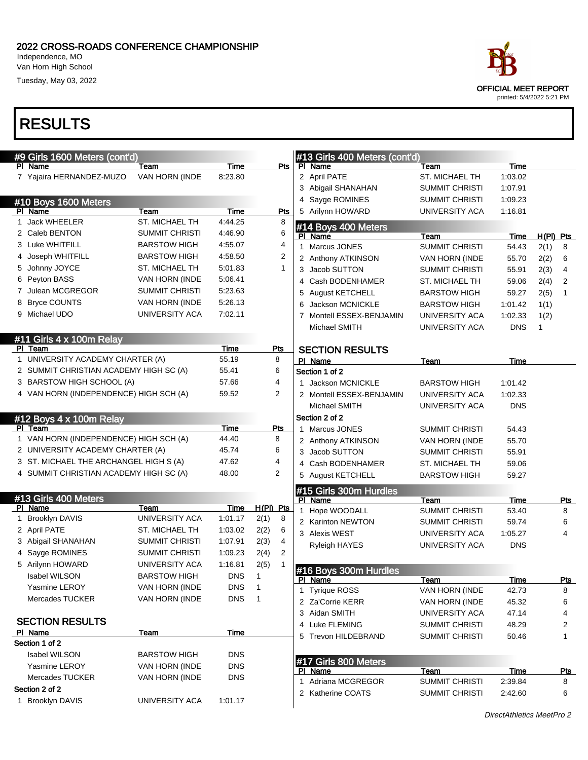# 2022 CROSS-ROADS CONFERENCE CHAMPIONSHIP

Independence, MO
Van Horn High School
Tuesday, May 03, 2022

OFFICIAL MEET REPORT
printed: 5/4/2022 5:21 PM

# RESULTS

## #9 Girls 1600 Meters (cont'd)

| Pl | Name | Team | Time | Pts |
|---|---|---|---|---|
| 7 | Yajaira HERNANDEZ-MUZO | VAN HORN (INDE | 8:23.80 | |

## #10 Boys 1600 Meters

| Pl | Name | Team | Time | Pts |
|---|---|---|---|---|
| 1 | Jack WHEELER | ST. MICHAEL TH | 4:44.25 | 8 |
| 2 | Caleb BENTON | SUMMIT CHRISTI | 4:46.90 | 6 |
| 3 | Luke WHITFILL | BARSTOW HIGH | 4:55.07 | 4 |
| 4 | Joseph WHITFILL | BARSTOW HIGH | 4:58.50 | 2 |
| 5 | Johnny JOYCE | ST. MICHAEL TH | 5:01.83 | 1 |
| 6 | Peyton BASS | VAN HORN (INDE | 5:06.41 | |
| 7 | Julean MCGREGOR | SUMMIT CHRISTI | 5:23.63 | |
| 8 | Bryce COUNTS | VAN HORN (INDE | 5:26.13 | |
| 9 | Michael UDO | UNIVERSITY ACA | 7:02.11 | |

## #11 Girls 4 x 100m Relay

| Pl | Team | Time | Pts |
|---|---|---|---|
| 1 | UNIVERSITY ACADEMY CHARTER (A) | 55.19 | 8 |
| 2 | SUMMIT CHRISTIAN ACADEMY HIGH SC (A) | 55.41 | 6 |
| 3 | BARSTOW HIGH SCHOOL (A) | 57.66 | 4 |
| 4 | VAN HORN (INDEPENDENCE) HIGH SCH (A) | 59.52 | 2 |

## #12 Boys 4 x 100m Relay

| Pl | Team | Time | Pts |
|---|---|---|---|
| 1 | VAN HORN (INDEPENDENCE) HIGH SCH (A) | 44.40 | 8 |
| 2 | UNIVERSITY ACADEMY CHARTER (A) | 45.74 | 6 |
| 3 | ST. MICHAEL THE ARCHANGEL HIGH S (A) | 47.62 | 4 |
| 4 | SUMMIT CHRISTIAN ACADEMY HIGH SC (A) | 48.00 | 2 |

## #13 Girls 400 Meters

| Pl | Name | Team | Time | H(Pl) | Pts |
|---|---|---|---|---|---|
| 1 | Brooklyn DAVIS | UNIVERSITY ACA | 1:01.17 | 2(1) | 8 |
| 2 | April PATE | ST. MICHAEL TH | 1:03.02 | 2(2) | 6 |
| 3 | Abigail SHANAHAN | SUMMIT CHRISTI | 1:07.91 | 2(3) | 4 |
| 4 | Sayge ROMINES | SUMMIT CHRISTI | 1:09.23 | 2(4) | 2 |
| 5 | Arilynn HOWARD | UNIVERSITY ACA | 1:16.81 | 2(5) | 1 |
| | Isabel WILSON | BARSTOW HIGH | DNS | 1 | |
| | Yasmine LEROY | VAN HORN (INDE | DNS | 1 | |
| | Mercades TUCKER | VAN HORN (INDE | DNS | 1 | |

### SECTION RESULTS

| Pl | Name | Team | Time |
|---|---|---|---|
| **Section 1 of 2** | | | |
| | Isabel WILSON | BARSTOW HIGH | DNS |
| | Yasmine LEROY | VAN HORN (INDE | DNS |
| | Mercades TUCKER | VAN HORN (INDE | DNS |
| **Section 2 of 2** | | | |
| 1 | Brooklyn DAVIS | UNIVERSITY ACA | 1:01.17 |
| 2 | April PATE | ST. MICHAEL TH | 1:03.02 |
| 3 | Abigail SHANAHAN | SUMMIT CHRISTI | 1:07.91 |
| 4 | Sayge ROMINES | SUMMIT CHRISTI | 1:09.23 |
| 5 | Arilynn HOWARD | UNIVERSITY ACA | 1:16.81 |

## #14 Boys 400 Meters

| Pl | Name | Team | Time | H(Pl) | Pts |
|---|---|---|---|---|---|
| 1 | Marcus JONES | SUMMIT CHRISTI | 54.43 | 2(1) | 8 |
| 2 | Anthony ATKINSON | VAN HORN (INDE | 55.70 | 2(2) | 6 |
| 3 | Jacob SUTTON | SUMMIT CHRISTI | 55.91 | 2(3) | 4 |
| 4 | Cash BODENHAMER | ST. MICHAEL TH | 59.06 | 2(4) | 2 |
| 5 | August KETCHELL | BARSTOW HIGH | 59.27 | 2(5) | 1 |
| 6 | Jackson MCNICKLE | BARSTOW HIGH | 1:01.42 | 1(1) | |
| 7 | Montell ESSEX-BENJAMIN | UNIVERSITY ACA | 1:02.33 | 1(2) | |
| | Michael SMITH | UNIVERSITY ACA | DNS | 1 | |

### SECTION RESULTS

| Pl | Name | Team | Time |
|---|---|---|---|
| **Section 1 of 2** | | | |
| 1 | Jackson MCNICKLE | BARSTOW HIGH | 1:01.42 |
| 2 | Montell ESSEX-BENJAMIN | UNIVERSITY ACA | 1:02.33 |
| | Michael SMITH | UNIVERSITY ACA | DNS |
| **Section 2 of 2** | | | |
| 1 | Marcus JONES | SUMMIT CHRISTI | 54.43 |
| 2 | Anthony ATKINSON | VAN HORN (INDE | 55.70 |
| 3 | Jacob SUTTON | SUMMIT CHRISTI | 55.91 |
| 4 | Cash BODENHAMER | ST. MICHAEL TH | 59.06 |
| 5 | August KETCHELL | BARSTOW HIGH | 59.27 |

## #15 Girls 300m Hurdles

| Pl | Name | Team | Time | Pts |
|---|---|---|---|---|
| 1 | Hope WOODALL | SUMMIT CHRISTI | 53.40 | 8 |
| 2 | Karinton NEWTON | SUMMIT CHRISTI | 59.74 | 6 |
| 3 | Alexis WEST | UNIVERSITY ACA | 1:05.27 | 4 |
| | Ryleigh HAYES | UNIVERSITY ACA | DNS | |

## #16 Boys 300m Hurdles

| Pl | Name | Team | Time | Pts |
|---|---|---|---|---|
| 1 | Tyrique ROSS | VAN HORN (INDE | 42.73 | 8 |
| 2 | Za'Corrie KERR | VAN HORN (INDE | 45.32 | 6 |
| 3 | Aidan SMITH | UNIVERSITY ACA | 47.14 | 4 |
| 4 | Luke FLEMING | SUMMIT CHRISTI | 48.29 | 2 |
| 5 | Trevon HILDEBRAND | SUMMIT CHRISTI | 50.46 | 1 |

## #17 Girls 800 Meters

| Pl | Name | Team | Time | Pts |
|---|---|---|---|---|
| 1 | Adriana MCGREGOR | SUMMIT CHRISTI | 2:39.84 | 8 |
| 2 | Katherine COATS | SUMMIT CHRISTI | 2:42.60 | 6 |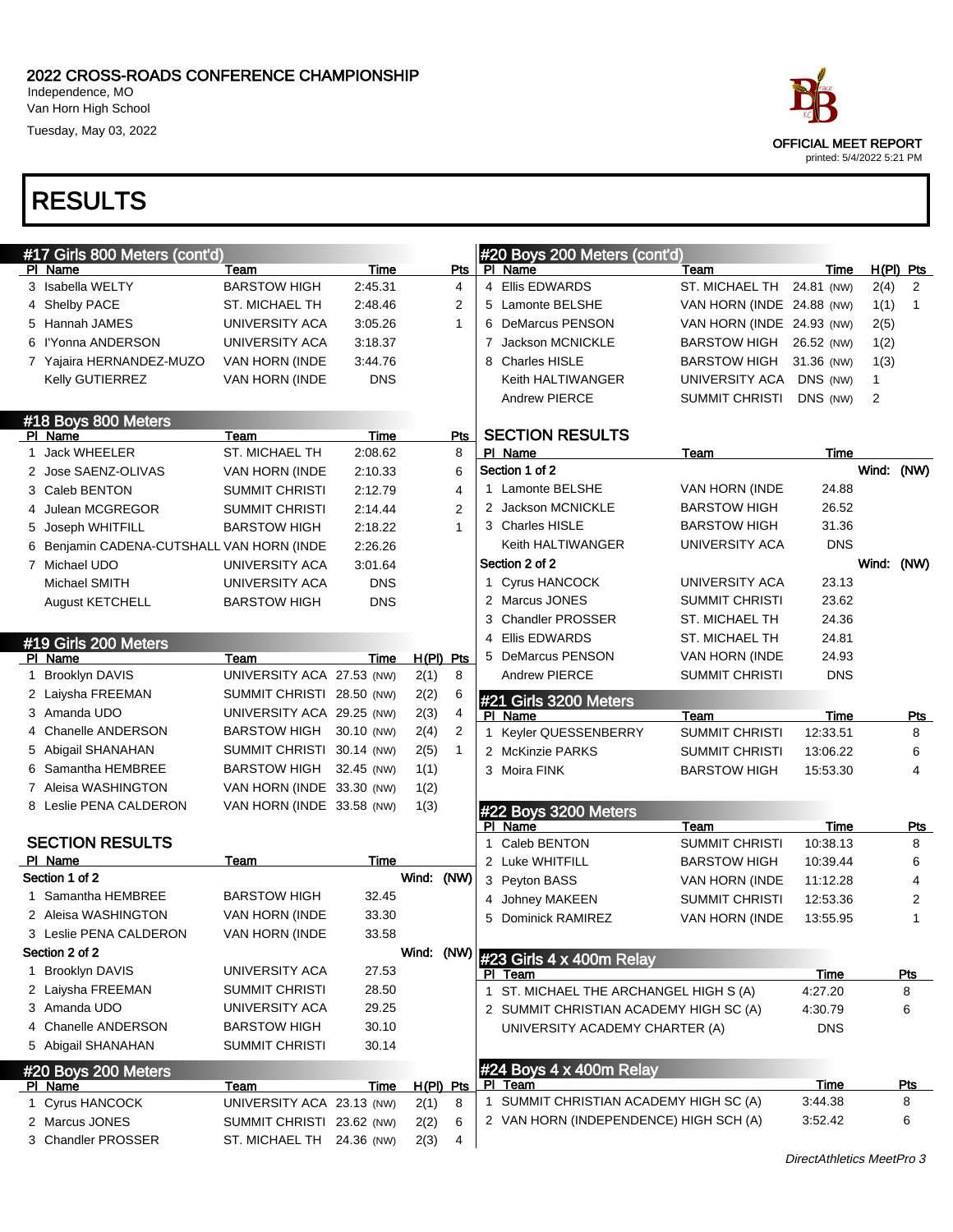# 2022 CROSS-ROADS CONFERENCE CHAMPIONSHIP

Independence, MO
Van Horn High School
Tuesday, May 03, 2022

OFFICIAL MEET REPORT
printed: 5/4/2022 5:21 PM

## RESULTS

### #17 Girls 800 Meters (cont'd)

| Pl | Name | Team | Time | Pts |
|---|---|---|---|---|
| 3 | Isabella WELTY | BARSTOW HIGH | 2:45.31 | 4 |
| 4 | Shelby PACE | ST. MICHAEL TH | 2:48.46 | 2 |
| 5 | Hannah JAMES | UNIVERSITY ACA | 3:05.26 | 1 |
| 6 | I'Yonna ANDERSON | UNIVERSITY ACA | 3:18.37 | |
| 7 | Yajaira HERNANDEZ-MUZO | VAN HORN (INDE | 3:44.76 | |
| | Kelly GUTIERREZ | VAN HORN (INDE | DNS | |

### #18 Boys 800 Meters

| Pl | Name | Team | Time | Pts |
|---|---|---|---|---|
| 1 | Jack WHEELER | ST. MICHAEL TH | 2:08.62 | 8 |
| 2 | Jose SAENZ-OLIVAS | VAN HORN (INDE | 2:10.33 | 6 |
| 3 | Caleb BENTON | SUMMIT CHRISTI | 2:12.79 | 4 |
| 4 | Julean MCGREGOR | SUMMIT CHRISTI | 2:14.44 | 2 |
| 5 | Joseph WHITFILL | BARSTOW HIGH | 2:18.22 | 1 |
| 6 | Benjamin CADENA-CUTSHALL | VAN HORN (INDE | 2:26.26 | |
| 7 | Michael UDO | UNIVERSITY ACA | 3:01.64 | |
| | Michael SMITH | UNIVERSITY ACA | DNS | |
| | August KETCHELL | BARSTOW HIGH | DNS | |

### #19 Girls 200 Meters

| Pl | Name | Team | Time | | H(Pl) | Pts |
|---|---|---|---|---|---|---|
| 1 | Brooklyn DAVIS | UNIVERSITY ACA | 27.53 | (NW) | 2(1) | 8 |
| 2 | Laiysha FREEMAN | SUMMIT CHRISTI | 28.50 | (NW) | 2(2) | 6 |
| 3 | Amanda UDO | UNIVERSITY ACA | 29.25 | (NW) | 2(3) | 4 |
| 4 | Chanelle ANDERSON | BARSTOW HIGH | 30.10 | (NW) | 2(4) | 2 |
| 5 | Abigail SHANAHAN | SUMMIT CHRISTI | 30.14 | (NW) | 2(5) | 1 |
| 6 | Samantha HEMBREE | BARSTOW HIGH | 32.45 | (NW) | 1(1) | |
| 7 | Aleisa WASHINGTON | VAN HORN (INDE | 33.30 | (NW) | 1(2) | |
| 8 | Leslie PENA CALDERON | VAN HORN (INDE | 33.58 | (NW) | 1(3) | |

#### SECTION RESULTS

| Pl | Name | Team | Time |
|---|---|---|---|
| Section 1 of 2 | | | Wind: (NW) |
| 1 | Samantha HEMBREE | BARSTOW HIGH | 32.45 |
| 2 | Aleisa WASHINGTON | VAN HORN (INDE | 33.30 |
| 3 | Leslie PENA CALDERON | VAN HORN (INDE | 33.58 |
| Section 2 of 2 | | | Wind: (NW) |
| 1 | Brooklyn DAVIS | UNIVERSITY ACA | 27.53 |
| 2 | Laiysha FREEMAN | SUMMIT CHRISTI | 28.50 |
| 3 | Amanda UDO | UNIVERSITY ACA | 29.25 |
| 4 | Chanelle ANDERSON | BARSTOW HIGH | 30.10 |
| 5 | Abigail SHANAHAN | SUMMIT CHRISTI | 30.14 |

### #20 Boys 200 Meters

| Pl | Name | Team | Time | | H(Pl) | Pts |
|---|---|---|---|---|---|---|
| 1 | Cyrus HANCOCK | UNIVERSITY ACA | 23.13 | (NW) | 2(1) | 8 |
| 2 | Marcus JONES | SUMMIT CHRISTI | 23.62 | (NW) | 2(2) | 6 |
| 3 | Chandler PROSSER | ST. MICHAEL TH | 24.36 | (NW) | 2(3) | 4 |
| 4 | Ellis EDWARDS | ST. MICHAEL TH | 24.81 | (NW) | 2(4) | 2 |
| 5 | Lamonte BELSHE | VAN HORN (INDE | 24.88 | (NW) | 1(1) | 1 |
| 6 | DeMarcus PENSON | VAN HORN (INDE | 24.93 | (NW) | 2(5) | |
| 7 | Jackson MCNICKLE | BARSTOW HIGH | 26.52 | (NW) | 1(2) | |
| 8 | Charles HISLE | BARSTOW HIGH | 31.36 | (NW) | 1(3) | |
| | Keith HALTIWANGER | UNIVERSITY ACA | DNS | (NW) | 1 | |
| | Andrew PIERCE | SUMMIT CHRISTI | DNS | (NW) | 2 | |

#### SECTION RESULTS

| Pl | Name | Team | Time |
|---|---|---|---|
| Section 1 of 2 | | | Wind: (NW) |
| 1 | Lamonte BELSHE | VAN HORN (INDE | 24.88 |
| 2 | Jackson MCNICKLE | BARSTOW HIGH | 26.52 |
| 3 | Charles HISLE | BARSTOW HIGH | 31.36 |
| | Keith HALTIWANGER | UNIVERSITY ACA | DNS |
| Section 2 of 2 | | | Wind: (NW) |
| 1 | Cyrus HANCOCK | UNIVERSITY ACA | 23.13 |
| 2 | Marcus JONES | SUMMIT CHRISTI | 23.62 |
| 3 | Chandler PROSSER | ST. MICHAEL TH | 24.36 |
| 4 | Ellis EDWARDS | ST. MICHAEL TH | 24.81 |
| 5 | DeMarcus PENSON | VAN HORN (INDE | 24.93 |
| | Andrew PIERCE | SUMMIT CHRISTI | DNS |

### #21 Girls 3200 Meters

| Pl | Name | Team | Time | Pts |
|---|---|---|---|---|
| 1 | Keyler QUESSENBERRY | SUMMIT CHRISTI | 12:33.51 | 8 |
| 2 | McKinzie PARKS | SUMMIT CHRISTI | 13:06.22 | 6 |
| 3 | Moira FINK | BARSTOW HIGH | 15:53.30 | 4 |

### #22 Boys 3200 Meters

| Pl | Name | Team | Time | Pts |
|---|---|---|---|---|
| 1 | Caleb BENTON | SUMMIT CHRISTI | 10:38.13 | 8 |
| 2 | Luke WHITFILL | BARSTOW HIGH | 10:39.44 | 6 |
| 3 | Peyton BASS | VAN HORN (INDE | 11:12.28 | 4 |
| 4 | Johney MAKEEN | SUMMIT CHRISTI | 12:53.36 | 2 |
| 5 | Dominick RAMIREZ | VAN HORN (INDE | 13:55.95 | 1 |

### #23 Girls 4 x 400m Relay

| Pl | Team | Time | Pts |
|---|---|---|---|
| 1 | ST. MICHAEL THE ARCHANGEL HIGH S (A) | 4:27.20 | 8 |
| 2 | SUMMIT CHRISTIAN ACADEMY HIGH SC (A) | 4:30.79 | 6 |
| | UNIVERSITY ACADEMY CHARTER (A) | DNS | |

### #24 Boys 4 x 400m Relay

| Pl | Team | Time | Pts |
|---|---|---|---|
| 1 | SUMMIT CHRISTIAN ACADEMY HIGH SC (A) | 3:44.38 | 8 |
| 2 | VAN HORN (INDEPENDENCE) HIGH SCH (A) | 3:52.42 | 6 |

*DirectAthletics MeetPro 3*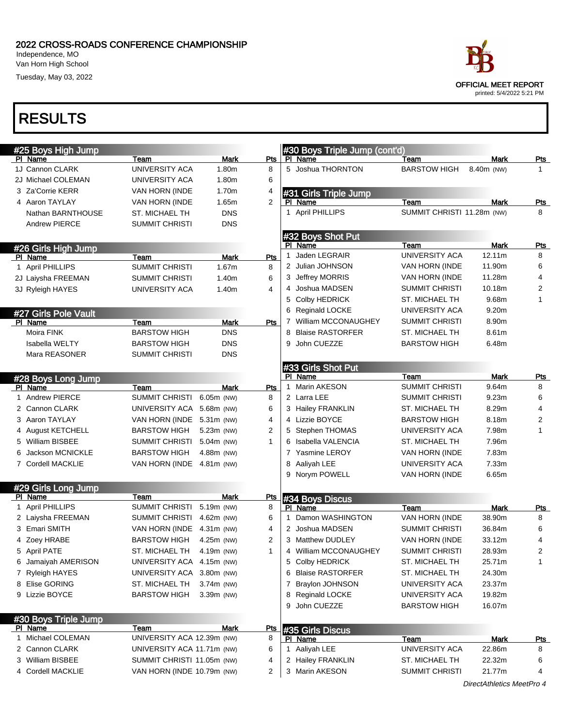# 2022 CROSS-ROADS CONFERENCE CHAMPIONSHIP

Independence, MO
Van Horn High School
Tuesday, May 03, 2022

OFFICIAL MEET REPORT
printed: 5/4/2022 5:21 PM

# RESULTS

## #25 Boys High Jump

| Pl | Name | Team | Mark | Pts |
|---|---|---|---|---|
| 1J | Cannon CLARK | UNIVERSITY ACA | 1.80m | 8 |
| 2J | Michael COLEMAN | UNIVERSITY ACA | 1.80m | 6 |
| 3 | Za'Corrie KERR | VAN HORN (INDE | 1.70m | 4 |
| 4 | Aaron TAYLAY | VAN HORN (INDE | 1.65m | 2 |
| | Nathan BARNTHOUSE | ST. MICHAEL TH | DNS | |
| | Andrew PIERCE | SUMMIT CHRISTI | DNS | |

## #26 Girls High Jump

| Pl | Name | Team | Mark | Pts |
|---|---|---|---|---|
| 1 | April PHILLIPS | SUMMIT CHRISTI | 1.67m | 8 |
| 2J | Laiysha FREEMAN | SUMMIT CHRISTI | 1.40m | 6 |
| 3J | Ryleigh HAYES | UNIVERSITY ACA | 1.40m | 4 |

## #27 Girls Pole Vault

| Pl | Name | Team | Mark | Pts |
|---|---|---|---|---|
| | Moira FINK | BARSTOW HIGH | DNS | |
| | Isabella WELTY | BARSTOW HIGH | DNS | |
| | Mara REASONER | SUMMIT CHRISTI | DNS | |

## #28 Boys Long Jump

| Pl | Name | Team | Mark | Pts |
|---|---|---|---|---|
| 1 | Andrew PIERCE | SUMMIT CHRISTI | 6.05m (NW) | 8 |
| 2 | Cannon CLARK | UNIVERSITY ACA | 5.68m (NW) | 6 |
| 3 | Aaron TAYLAY | VAN HORN (INDE | 5.31m (NW) | 4 |
| 4 | August KETCHELL | BARSTOW HIGH | 5.23m (NW) | 2 |
| 5 | William BISBEE | SUMMIT CHRISTI | 5.04m (NW) | 1 |
| 6 | Jackson MCNICKLE | BARSTOW HIGH | 4.88m (NW) | |
| 7 | Cordell MACKLIE | VAN HORN (INDE | 4.81m (NW) | |

## #29 Girls Long Jump

| Pl | Name | Team | Mark | Pts |
|---|---|---|---|---|
| 1 | April PHILLIPS | SUMMIT CHRISTI | 5.19m (NW) | 8 |
| 2 | Laiysha FREEMAN | SUMMIT CHRISTI | 4.62m (NW) | 6 |
| 3 | Emari SMITH | VAN HORN (INDE | 4.31m (NW) | 4 |
| 4 | Zoey HRABE | BARSTOW HIGH | 4.25m (NW) | 2 |
| 5 | April PATE | ST. MICHAEL TH | 4.19m (NW) | 1 |
| 6 | Jamaiyah AMERISON | UNIVERSITY ACA | 4.15m (NW) | |
| 7 | Ryleigh HAYES | UNIVERSITY ACA | 3.80m (NW) | |
| 8 | Elise GORING | ST. MICHAEL TH | 3.74m (NW) | |
| 9 | Lizzie BOYCE | BARSTOW HIGH | 3.39m (NW) | |

## #30 Boys Triple Jump

| Pl | Name | Team | Mark | Pts |
|---|---|---|---|---|
| 1 | Michael COLEMAN | UNIVERSITY ACA | 12.39m (NW) | 8 |
| 2 | Cannon CLARK | UNIVERSITY ACA | 11.71m (NW) | 6 |
| 3 | William BISBEE | SUMMIT CHRISTI | 11.05m (NW) | 4 |
| 4 | Cordell MACKLIE | VAN HORN (INDE | 10.79m (NW) | 2 |
| 5 | Joshua THORNTON | BARSTOW HIGH | 8.40m (NW) | 1 |

## #31 Girls Triple Jump

| Pl | Name | Team | Mark | Pts |
|---|---|---|---|---|
| 1 | April PHILLIPS | SUMMIT CHRISTI | 11.28m (NW) | 8 |

## #32 Boys Shot Put

| Pl | Name | Team | Mark | Pts |
|---|---|---|---|---|
| 1 | Jaden LEGRAIR | UNIVERSITY ACA | 12.11m | 8 |
| 2 | Julian JOHNSON | VAN HORN (INDE | 11.90m | 6 |
| 3 | Jeffrey MORRIS | VAN HORN (INDE | 11.28m | 4 |
| 4 | Joshua MADSEN | SUMMIT CHRISTI | 10.18m | 2 |
| 5 | Colby HEDRICK | ST. MICHAEL TH | 9.68m | 1 |
| 6 | Reginald LOCKE | UNIVERSITY ACA | 9.20m | |
| 7 | William MCCONAUGHEY | SUMMIT CHRISTI | 8.90m | |
| 8 | Blaise RASTORFER | ST. MICHAEL TH | 8.61m | |
| 9 | John CUEZZE | BARSTOW HIGH | 6.48m | |

## #33 Girls Shot Put

| Pl | Name | Team | Mark | Pts |
|---|---|---|---|---|
| 1 | Marin AKESON | SUMMIT CHRISTI | 9.64m | 8 |
| 2 | Larra LEE | SUMMIT CHRISTI | 9.23m | 6 |
| 3 | Hailey FRANKLIN | ST. MICHAEL TH | 8.29m | 4 |
| 4 | Lizzie BOYCE | BARSTOW HIGH | 8.18m | 2 |
| 5 | Stephen THOMAS | UNIVERSITY ACA | 7.98m | 1 |
| 6 | Isabella VALENCIA | ST. MICHAEL TH | 7.96m | |
| 7 | Yasmine LEROY | VAN HORN (INDE | 7.83m | |
| 8 | Aaliyah LEE | UNIVERSITY ACA | 7.33m | |
| 9 | Norym POWELL | VAN HORN (INDE | 6.65m | |

## #34 Boys Discus

| Pl | Name | Team | Mark | Pts |
|---|---|---|---|---|
| 1 | Damon WASHINGTON | VAN HORN (INDE | 38.90m | 8 |
| 2 | Joshua MADSEN | SUMMIT CHRISTI | 36.84m | 6 |
| 3 | Matthew DUDLEY | VAN HORN (INDE | 33.12m | 4 |
| 4 | William MCCONAUGHEY | SUMMIT CHRISTI | 28.93m | 2 |
| 5 | Colby HEDRICK | ST. MICHAEL TH | 25.71m | 1 |
| 6 | Blaise RASTORFER | ST. MICHAEL TH | 24.30m | |
| 7 | Braylon JOHNSON | UNIVERSITY ACA | 23.37m | |
| 8 | Reginald LOCKE | UNIVERSITY ACA | 19.82m | |
| 9 | John CUEZZE | BARSTOW HIGH | 16.07m | |

## #35 Girls Discus

| Pl | Name | Team | Mark | Pts |
|---|---|---|---|---|
| 1 | Aaliyah LEE | UNIVERSITY ACA | 22.86m | 8 |
| 2 | Hailey FRANKLIN | ST. MICHAEL TH | 22.32m | 6 |
| 3 | Marin AKESON | SUMMIT CHRISTI | 21.77m | 4 |

*DirectAthletics MeetPro 4*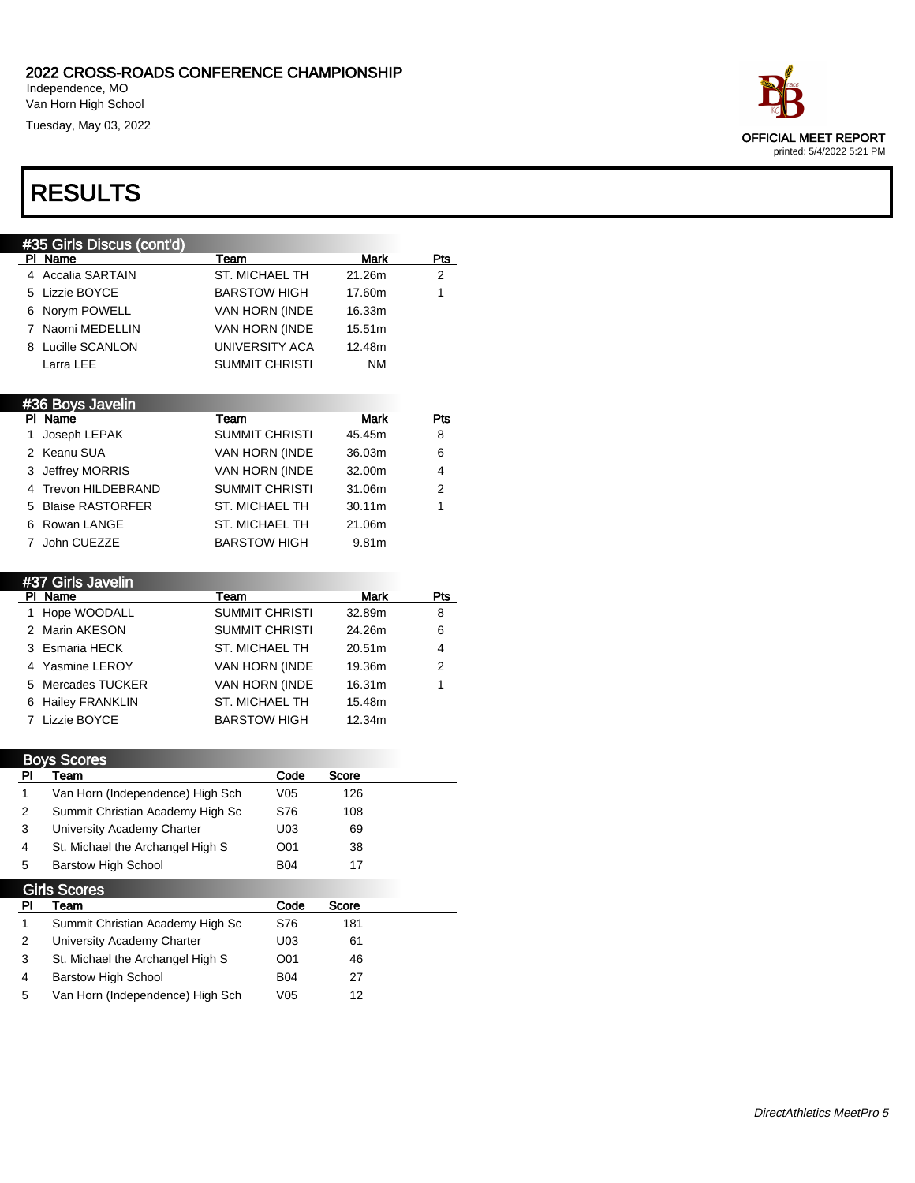## RESULTS

### #35 Girls Discus (cont'd)

| Pl | Name | Team | Mark | Pts |
|---|---|---|---|---|
| 4 | Accalia SARTAIN | ST. MICHAEL TH | 21.26m | 2 |
| 5 | Lizzie BOYCE | BARSTOW HIGH | 17.60m | 1 |
| 6 | Norym POWELL | VAN HORN (INDE | 16.33m | |
| 7 | Naomi MEDELLIN | VAN HORN (INDE | 15.51m | |
| 8 | Lucille SCANLON | UNIVERSITY ACA | 12.48m | |
| | Larra LEE | SUMMIT CHRISTI | NM | |

### #36 Boys Javelin

| Pl | Name | Team | Mark | Pts |
|---|---|---|---|---|
| 1 | Joseph LEPAK | SUMMIT CHRISTI | 45.45m | 8 |
| 2 | Keanu SUA | VAN HORN (INDE | 36.03m | 6 |
| 3 | Jeffrey MORRIS | VAN HORN (INDE | 32.00m | 4 |
| 4 | Trevon HILDEBRAND | SUMMIT CHRISTI | 31.06m | 2 |
| 5 | Blaise RASTORFER | ST. MICHAEL TH | 30.11m | 1 |
| 6 | Rowan LANGE | ST. MICHAEL TH | 21.06m | |
| 7 | John CUEZZE | BARSTOW HIGH | 9.81m | |

### #37 Girls Javelin

| Pl | Name | Team | Mark | Pts |
|---|---|---|---|---|
| 1 | Hope WOODALL | SUMMIT CHRISTI | 32.89m | 8 |
| 2 | Marin AKESON | SUMMIT CHRISTI | 24.26m | 6 |
| 3 | Esmaria HECK | ST. MICHAEL TH | 20.51m | 4 |
| 4 | Yasmine LEROY | VAN HORN (INDE | 19.36m | 2 |
| 5 | Mercades TUCKER | VAN HORN (INDE | 16.31m | 1 |
| 6 | Hailey FRANKLIN | ST. MICHAEL TH | 15.48m | |
| 7 | Lizzie BOYCE | BARSTOW HIGH | 12.34m | |

### Boys Scores

| Pl | Team | Code | Score |
|---|---|---|---|
| 1 | Van Horn (Independence) High Sch | V05 | 126 |
| 2 | Summit Christian Academy High Sc | S76 | 108 |
| 3 | University Academy Charter | U03 | 69 |
| 4 | St. Michael the Archangel High S | O01 | 38 |
| 5 | Barstow High School | B04 | 17 |

### Girls Scores

| Pl | Team | Code | Score |
|---|---|---|---|
| 1 | Summit Christian Academy High Sc | S76 | 181 |
| 2 | University Academy Charter | U03 | 61 |
| 3 | St. Michael the Archangel High S | O01 | 46 |
| 4 | Barstow High School | B04 | 27 |
| 5 | Van Horn (Independence) High Sch | V05 | 12 |